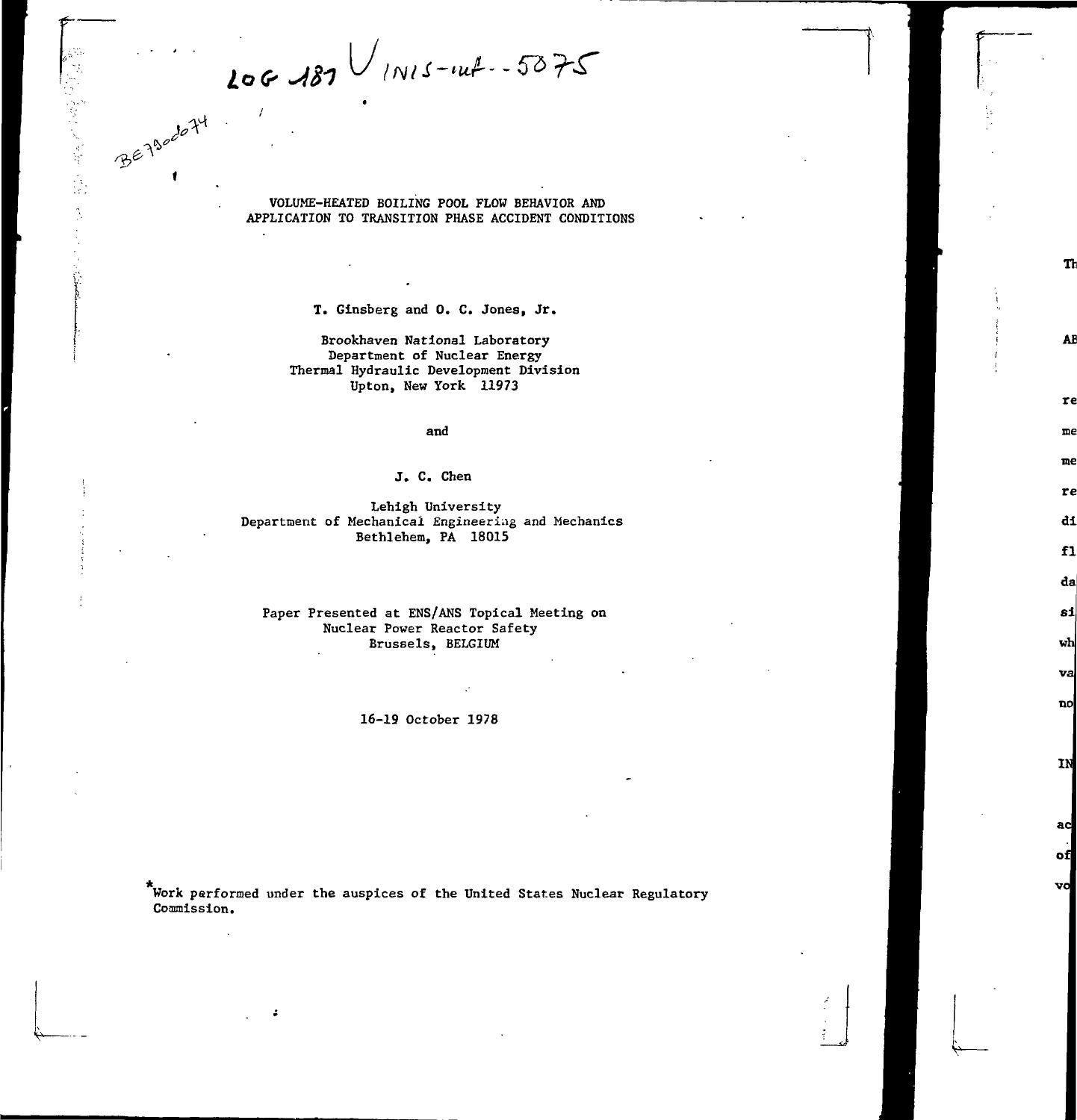LOG 181 V INIS-mf--5075

BE790d074

# VOLUME-HEATED BOILING POOL FLOW BEHAVIOR AND APPLICATION TO TRANSITION PHASE ACCIDENT CONDITIONS

**T. Ginsberg and O. C. Jones, Jr.**

Brookhaven National Laboratory
Department of Nuclear Energy
Thermal Hydraulic Development Division
Upton, New York 11973

and

**J. C. Chen**

Lehigh University
Department of Mechanical Engineering and Mechanics
Bethlehem, PA 18015

Paper Presented at ENS/ANS Topical Meeting on
Nuclear Power Reactor Safety
Brussels, BELGIUM

16-19 October 1978

*Work performed under the auspices of the United States Nuclear Regulatory Commission.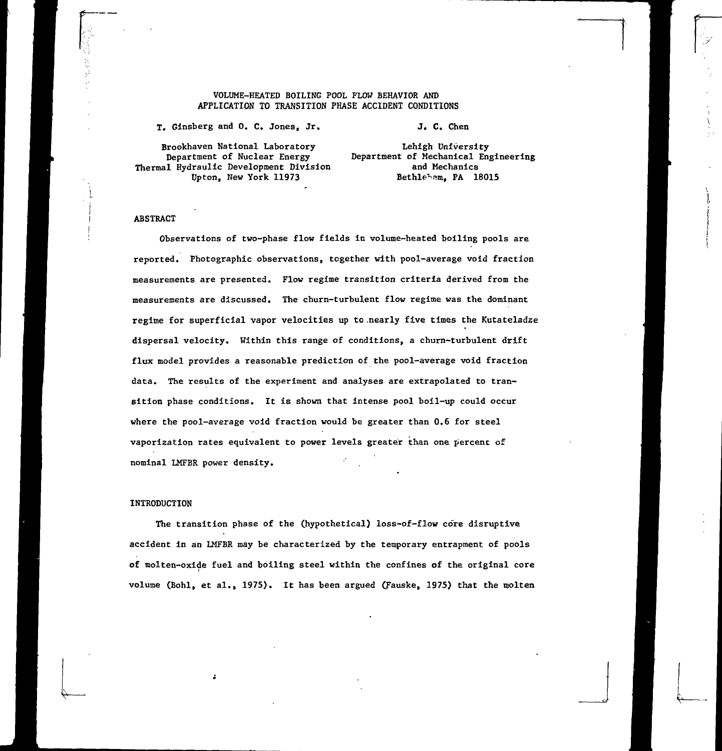# VOLUME-HEATED BOILING POOL FLOW BEHAVIOR AND APPLICATION TO TRANSITION PHASE ACCIDENT CONDITIONS

T. Ginsberg and O. C. Jones, Jr.

Brookhaven National Laboratory
Department of Nuclear Energy
Thermal Hydraulic Development Division
Upton, New York 11973

J. C. Chen

Lehigh University
Department of Mechanical Engineering and Mechanics
Bethlehem, PA 18015

## ABSTRACT

Observations of two-phase flow fields in volume-heated boiling pools are reported. Photographic observations, together with pool-average void fraction measurements are presented. Flow regime transition criteria derived from the measurements are discussed. The churn-turbulent flow regime was the dominant regime for superficial vapor velocities up to nearly five times the Kutateladze dispersal velocity. Within this range of conditions, a churn-turbulent drift flux model provides a reasonable prediction of the pool-average void fraction data. The results of the experiment and analyses are extrapolated to transition phase conditions. It is shown that intense pool boil-up could occur where the pool-average void fraction would be greater than 0.6 for steel vaporization rates equivalent to power levels greater than one percent of nominal LMFBR power density.

## INTRODUCTION

The transition phase of the (hypothetical) loss-of-flow core disruptive accident in an LMFBR may be characterized by the temporary entrapment of pools of molten-oxide fuel and boiling steel within the confines of the original core volume (Bohl, et al., 1975). It has been argued (Fauske, 1975) that the molten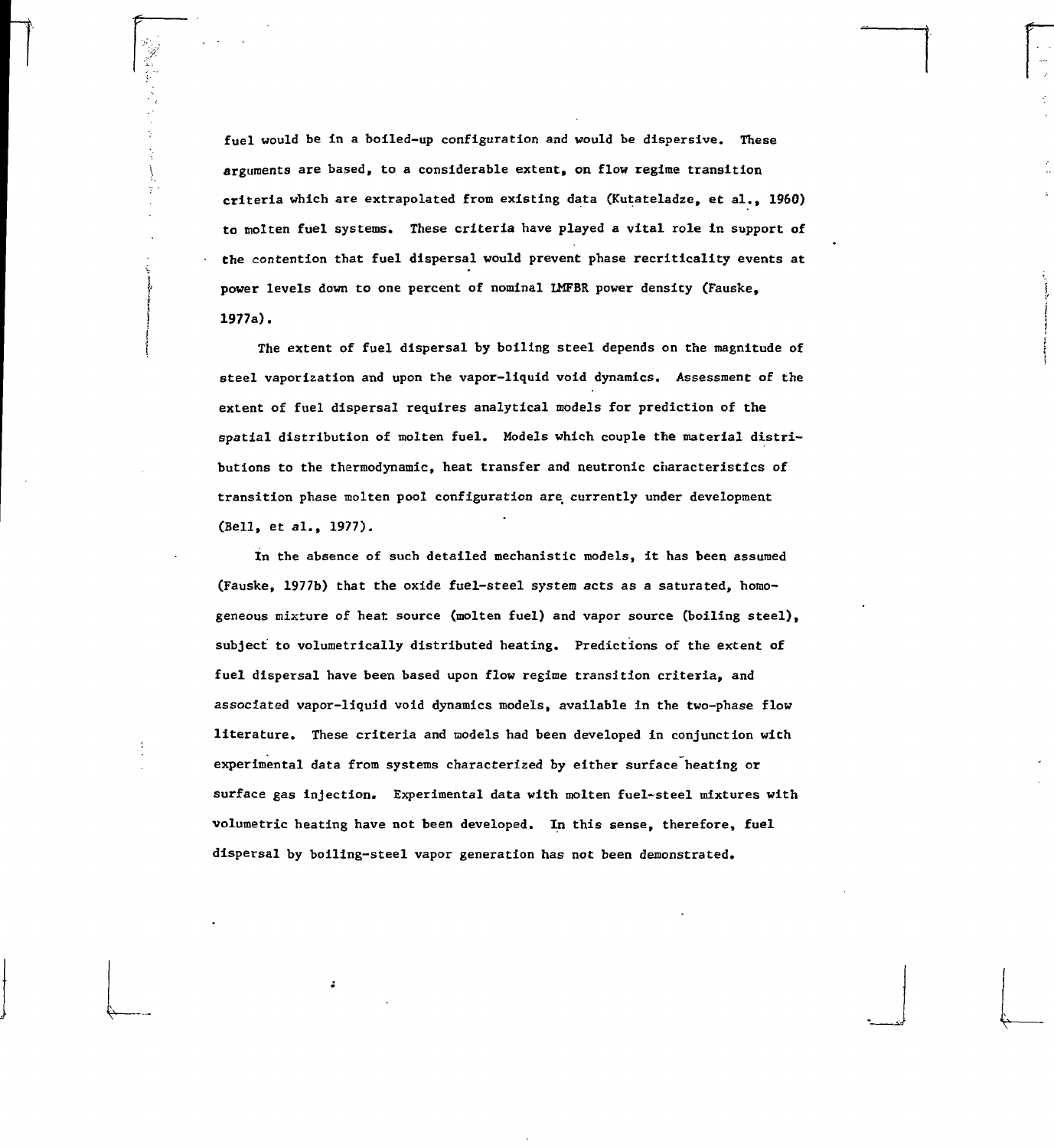fuel would be in a boiled-up configuration and would be dispersive. These arguments are based, to a considerable extent, on flow regime transition criteria which are extrapolated from existing data (Kutateladze, et al., 1960) to molten fuel systems. These criteria have played a vital role in support of the contention that fuel dispersal would prevent phase recriticality events at power levels down to one percent of nominal LMFBR power density (Fauske, 1977a).

The extent of fuel dispersal by boiling steel depends on the magnitude of steel vaporization and upon the vapor-liquid void dynamics. Assessment of the extent of fuel dispersal requires analytical models for prediction of the spatial distribution of molten fuel. Models which couple the material distributions to the thermodynamic, heat transfer and neutronic characteristics of transition phase molten pool configuration are currently under development (Bell, et al., 1977).

In the absence of such detailed mechanistic models, it has been assumed (Fauske, 1977b) that the oxide fuel-steel system acts as a saturated, homogeneous mixture of heat source (molten fuel) and vapor source (boiling steel), subject to volumetrically distributed heating. Predictions of the extent of fuel dispersal have been based upon flow regime transition criteria, and associated vapor-liquid void dynamics models, available in the two-phase flow literature. These criteria and models had been developed in conjunction with experimental data from systems characterized by either surface heating or surface gas injection. Experimental data with molten fuel-steel mixtures with volumetric heating have not been developed. In this sense, therefore, fuel dispersal by boiling-steel vapor generation has not been demonstrated.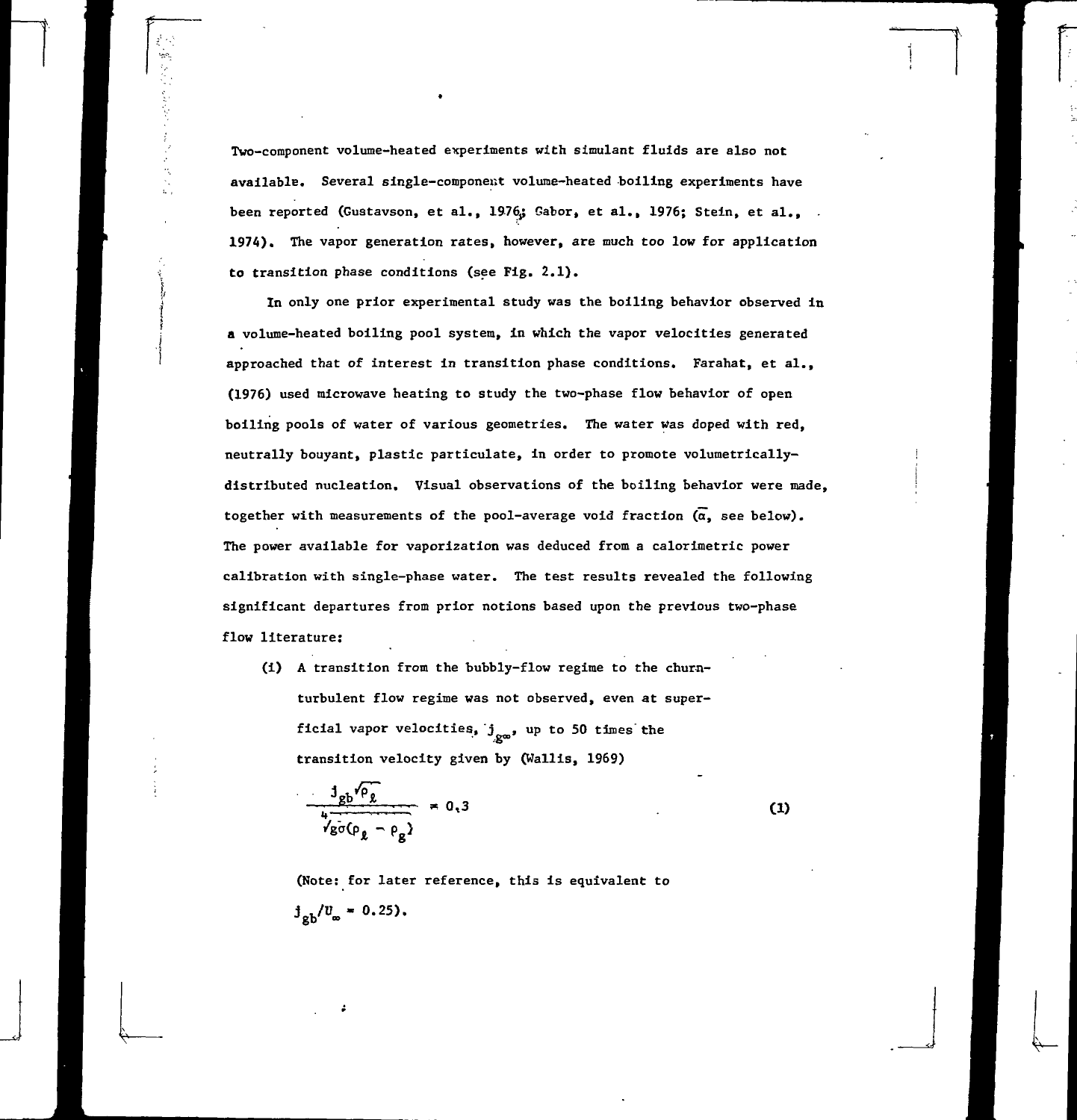Two-component volume-heated experiments with simulant fluids are also not available. Several single-component volume-heated boiling experiments have been reported (Gustavson, et al., 1976; Gabor, et al., 1976; Stein, et al., 1974). The vapor generation rates, however, are much too low for application to transition phase conditions (see Fig. 2.1).

In only one prior experimental study was the boiling behavior observed in a volume-heated boiling pool system, in which the vapor velocities generated approached that of interest in transition phase conditions. Farahat, et al., (1976) used microwave heating to study the two-phase flow behavior of open boiling pools of water of various geometries. The water was doped with red, neutrally bouyant, plastic particulate, in order to promote volumetrically-distributed nucleation. Visual observations of the boiling behavior were made, together with measurements of the pool-average void fraction ($\bar{\alpha}$, see below). The power available for vaporization was deduced from a calorimetric power calibration with single-phase water. The test results revealed the following significant departures from prior notions based upon the previous two-phase flow literature:

(i) A transition from the bubbly-flow regime to the churn-turbulent flow regime was not observed, even at superficial vapor velocities, $j_{g\infty}$, up to 50 times the transition velocity given by (Wallis, 1969)

$$\frac{j_{gb}\sqrt{\rho_\ell}}{\sqrt[4]{g\sigma(\rho_\ell - \rho_g)}} = 0.3 \qquad (1)$$

(Note: for later reference, this is equivalent to $j_{gb}/U_\infty = 0.25$).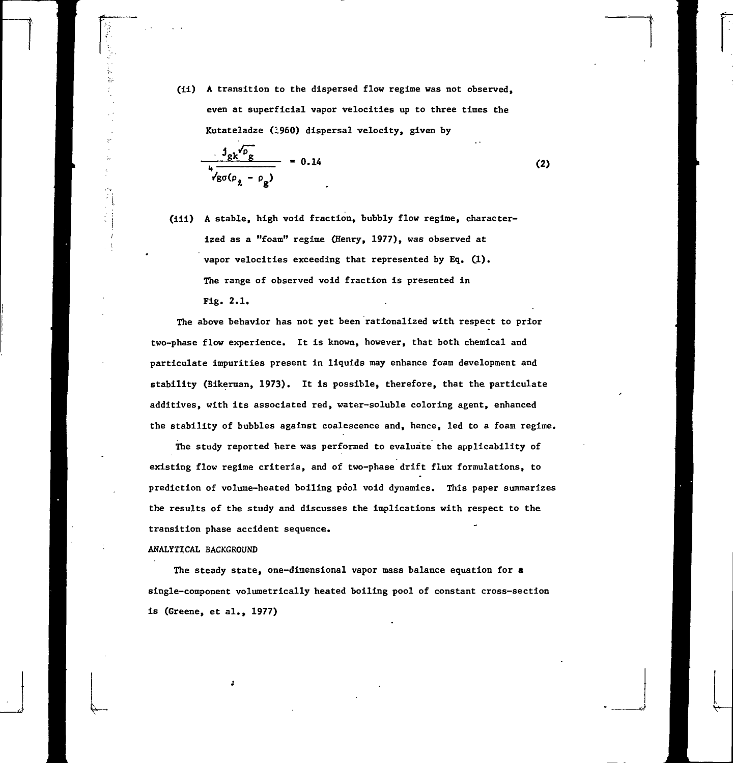(ii) A transition to the dispersed flow regime was not observed, even at superficial vapor velocities up to three times the Kutateladze (1960) dispersal velocity, given by

$$\frac{j_{gk}\sqrt{\rho_g}}{\sqrt[4]{g\sigma(\rho_\ell - \rho_g)}} = 0.14 \tag{2}$$

(iii) A stable, high void fraction, bubbly flow regime, characterized as a "foam" regime (Henry, 1977), was observed at vapor velocities exceeding that represented by Eq. (1). The range of observed void fraction is presented in Fig. 2.1.

The above behavior has not yet been rationalized with respect to prior two-phase flow experience. It is known, however, that both chemical and particulate impurities present in liquids may enhance foam development and stability (Bikerman, 1973). It is possible, therefore, that the particulate additives, with its associated red, water-soluble coloring agent, enhanced the stability of bubbles against coalescence and, hence, led to a foam regime.

The study reported here was performed to evaluate the applicability of existing flow regime criteria, and of two-phase drift flux formulations, to prediction of volume-heated boiling pool void dynamics. This paper summarizes the results of the study and discusses the implications with respect to the transition phase accident sequence.

## ANALYTICAL BACKGROUND

The steady state, one-dimensional vapor mass balance equation for a single-component volumetrically heated boiling pool of constant cross-section is (Greene, et al., 1977)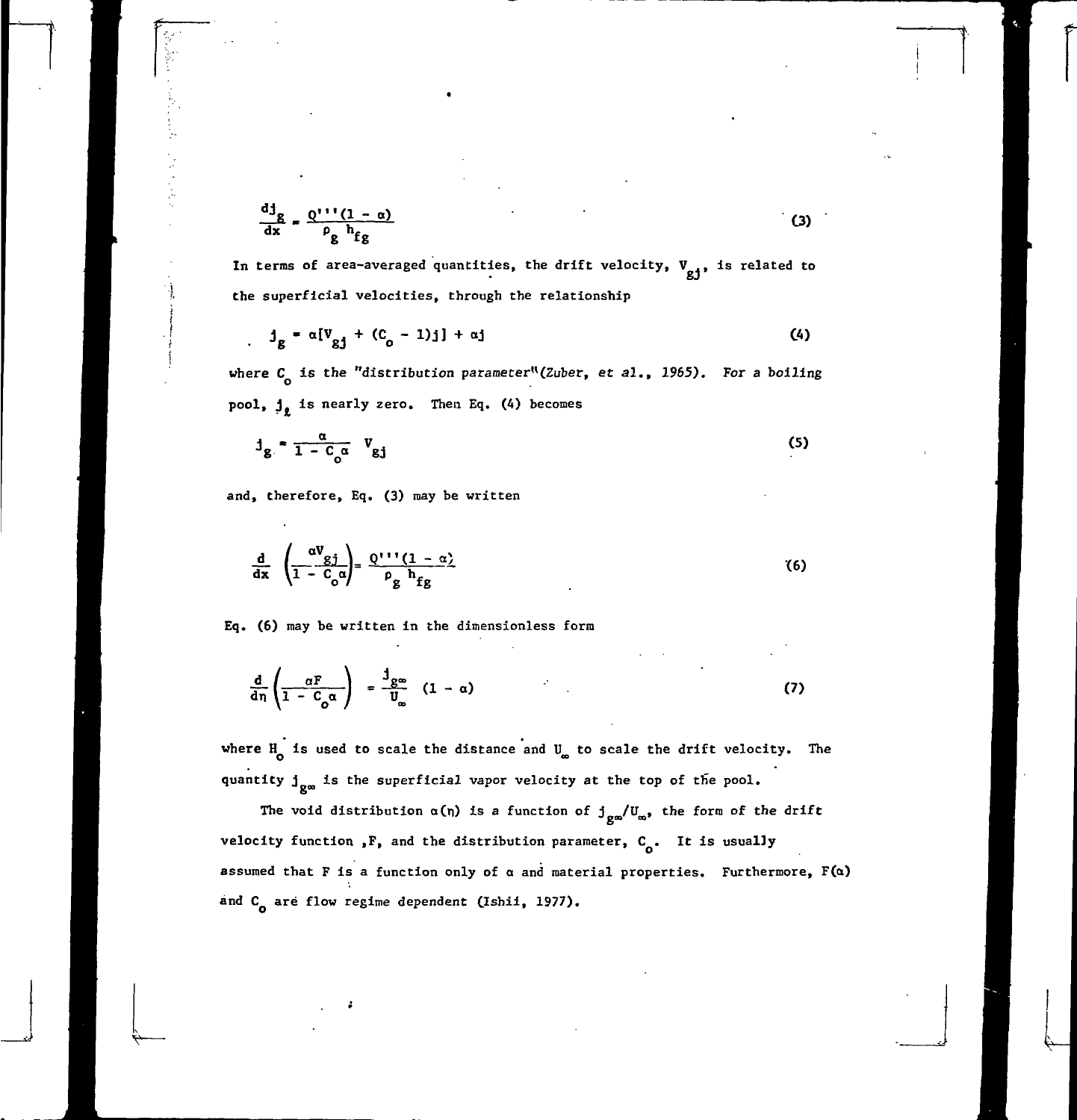$$\frac{dj_g}{dx} = \frac{Q'''(1 - \alpha)}{\rho_g h_{fg}} \tag{3}$$

In terms of area-averaged quantities, the drift velocity, $V_{gj}$, is related to the superficial velocities, through the relationship

$$j_g = \alpha[V_{gj} + (C_o - 1)j] + \alpha j \tag{4}$$

where $C_o$ is the *"distribution parameter"* (*Zuber, et al., 1965*). *For a boiling* pool, $j_\ell$ is nearly zero. Then Eq. (4) becomes

$$j_g = \frac{\alpha}{1 - C_o\alpha} V_{gj} \tag{5}$$

and, therefore, Eq. (3) may be written

$$\frac{d}{dx}\left(\frac{\alpha V_{gj}}{1 - C_o\alpha}\right) = \frac{Q'''(1 - \alpha)}{\rho_g h_{fg}} \tag{6}$$

Eq. (6) may be written in the dimensionless form

$$\frac{d}{d\eta}\left(\frac{\alpha F}{1 - C_o\alpha}\right) = \frac{j_{g\infty}}{U_\infty}(1 - \alpha) \tag{7}$$

where $H_o$ is used to scale the distance and $U_\infty$ to scale the drift velocity. The quantity $j_{g\infty}$ is the superficial vapor velocity at the top of the pool.

The void distribution $\alpha(\eta)$ is a function of $j_{g\infty}/U_\infty$, the form of the drift velocity function, $F$, and the distribution parameter, $C_o$. It is usually assumed that $F$ is a function only of $\alpha$ and material properties. Furthermore, $F(\alpha)$ and $C_o$ are flow regime dependent (Ishii, 1977).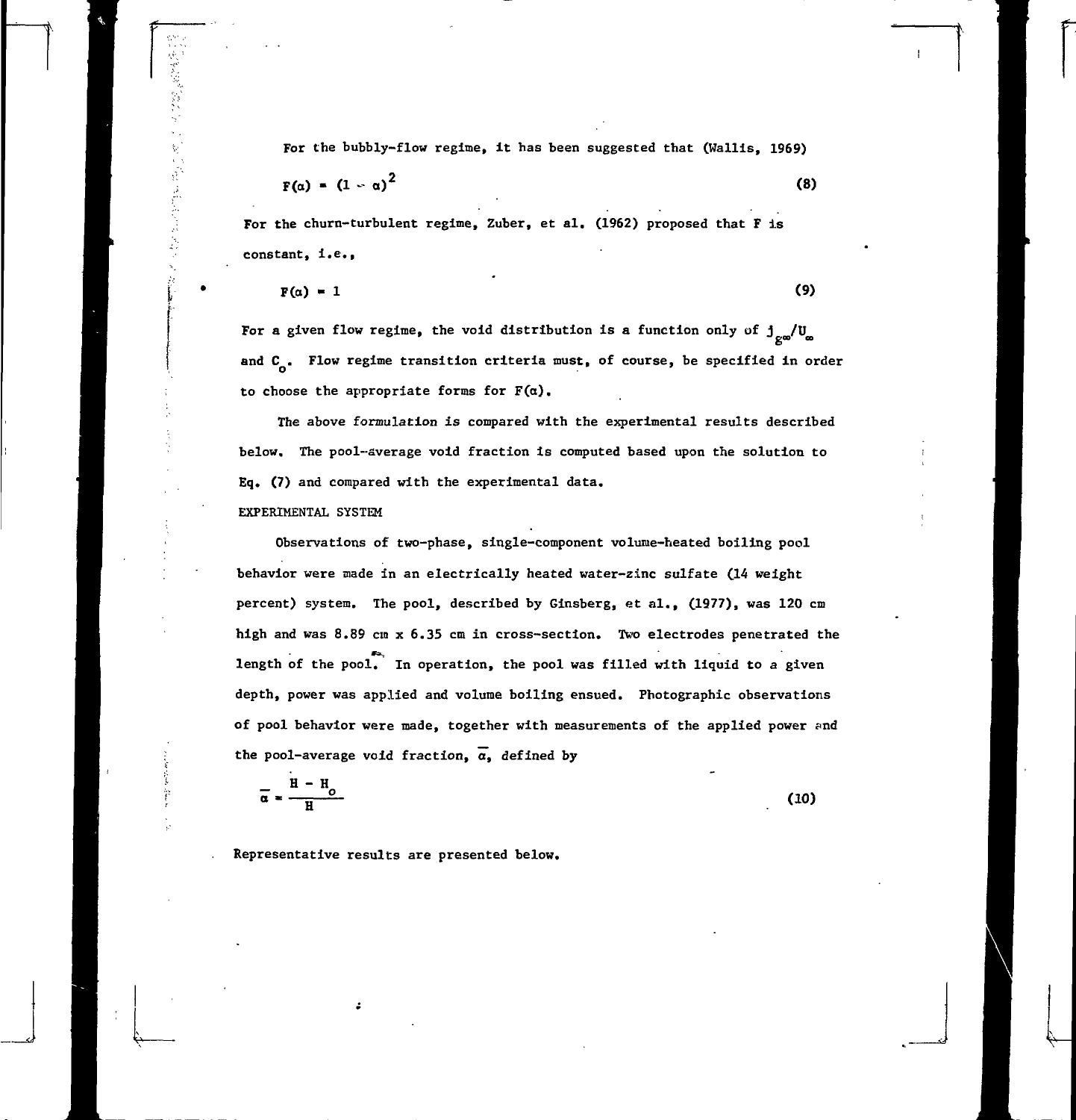For the bubbly-flow regime, it has been suggested that (Wallis, 1969)

$$F(\alpha) = (1 - \alpha)^2 \tag{8}$$

For the churn-turbulent regime, Zuber, et al. (1962) proposed that F is constant, i.e.,

$$F(\alpha) = 1 \tag{9}$$

For a given flow regime, the void distribution is a function only of $j_{g\infty}/U_\infty$ and $C_o$. Flow regime transition criteria must, of course, be specified in order to choose the appropriate forms for $F(\alpha)$.

The above formulation is compared with the experimental results described below. The pool-average void fraction is computed based upon the solution to Eq. (7) and compared with the experimental data.

## EXPERIMENTAL SYSTEM

Observations of two-phase, single-component volume-heated boiling pool behavior were made in an electrically heated water-zinc sulfate (14 weight percent) system. The pool, described by Ginsberg, et al., (1977), was 120 cm high and was 8.89 cm x 6.35 cm in cross-section. Two electrodes penetrated the length of the pool. In operation, the pool was filled with liquid to a given depth, power was applied and volume boiling ensued. Photographic observations of pool behavior were made, together with measurements of the applied power and the pool-average void fraction, $\bar{\alpha}$, defined by

$$\bar{\alpha} = \frac{H - H_o}{H} \tag{10}$$

Representative results are presented below.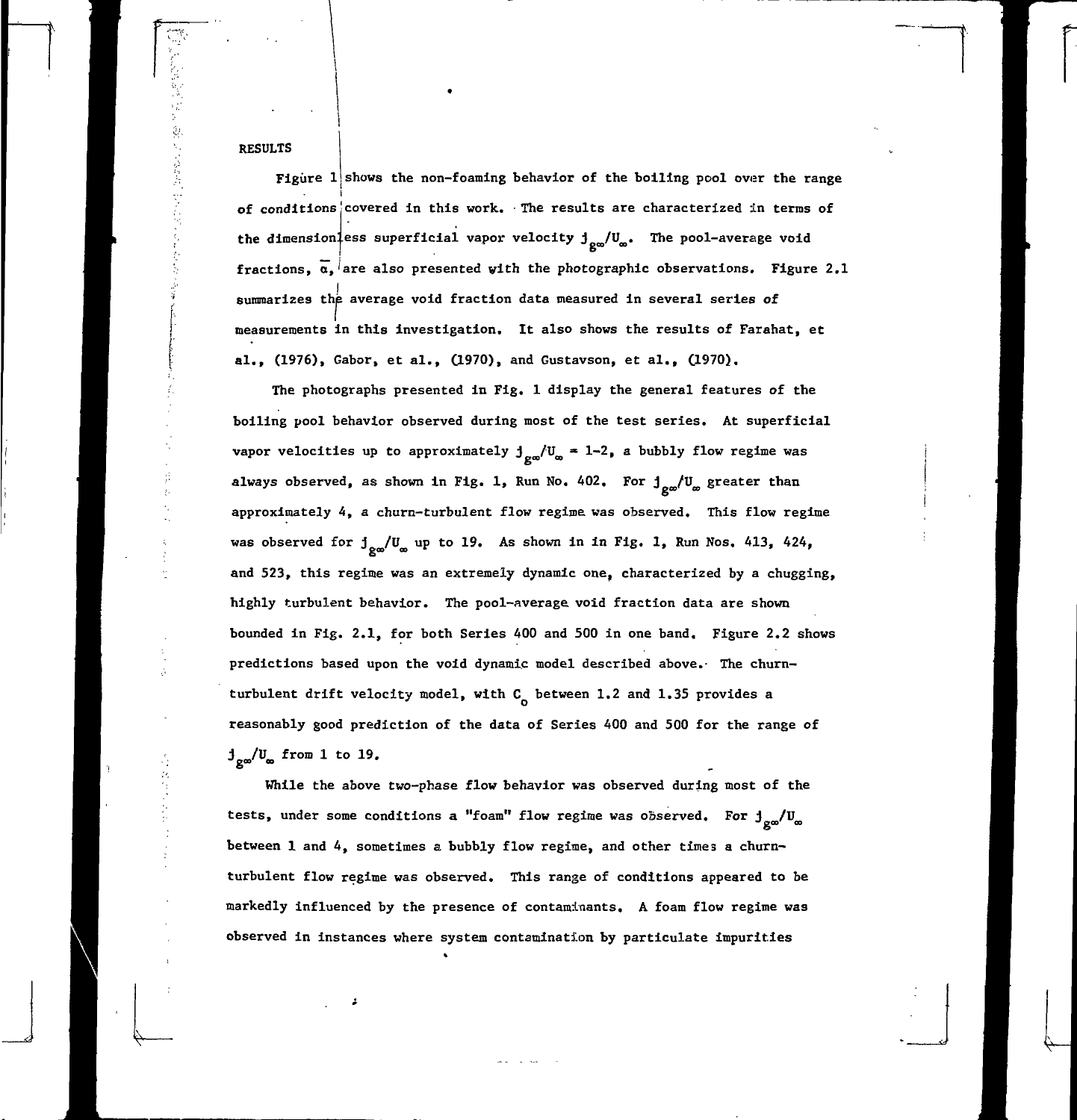## RESULTS

Figure 1 shows the non-foaming behavior of the boiling pool over the range of conditions covered in this work. The results are characterized in terms of the dimensionless superficial vapor velocity $j_{g\infty}/U_{\infty}$. The pool-average void fractions, $\bar{\alpha}$, are also presented with the photographic observations. Figure 2.1 summarizes the average void fraction data measured in several series of measurements in this investigation. It also shows the results of Farahat, et al., (1976), Gabor, et al., (1970), and Gustavson, et al., (1970).

The photographs presented in Fig. 1 display the general features of the boiling pool behavior observed during most of the test series. At superficial vapor velocities up to approximately $j_{g\infty}/U_{\infty}$ = 1-2, a bubbly flow regime was always observed, as shown in Fig. 1, Run No. 402. For $j_{g\infty}/U_{\infty}$ greater than approximately 4, a churn-turbulent flow regime was observed. This flow regime was observed for $j_{g\infty}/U_{\infty}$ up to 19. As shown in in Fig. 1, Run Nos. 413, 424, and 523, this regime was an extremely dynamic one, characterized by a chugging, highly turbulent behavior. The pool-average void fraction data are shown bounded in Fig. 2.1, for both Series 400 and 500 in one band. Figure 2.2 shows predictions based upon the void dynamic model described above. The churn-turbulent drift velocity model, with $C_0$ between 1.2 and 1.35 provides a reasonably good prediction of the data of Series 400 and 500 for the range of $j_{g\infty}/U_{\infty}$ from 1 to 19.

While the above two-phase flow behavior was observed during most of the tests, under some conditions a "foam" flow regime was observed. For $j_{g\infty}/U_{\infty}$ between 1 and 4, sometimes a bubbly flow regime, and other times a churn-turbulent flow regime was observed. This range of conditions appeared to be markedly influenced by the presence of contaminants. A foam flow regime was observed in instances where system contamination by particulate impurities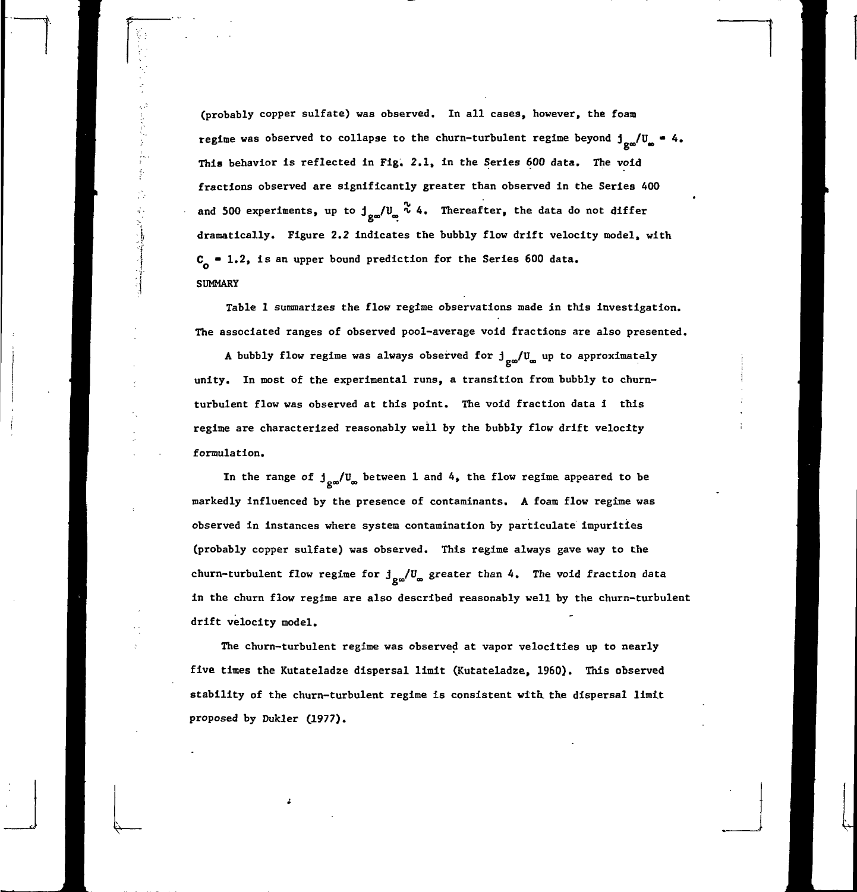(probably copper sulfate) was observed. In all cases, however, the foam regime was observed to collapse to the churn-turbulent regime beyond $j_{g\infty}/U_{\infty} = 4$. This behavior is reflected in Fig. 2.1, in the Series 600 data. The void fractions observed are significantly greater than observed in the Series 400 and 500 experiments, up to $j_{g\infty}/U_{\infty} \approx 4$. Thereafter, the data do not differ dramatically. Figure 2.2 indicates the bubbly flow drift velocity model, with $C_o = 1.2$, is an upper bound prediction for the Series 600 data.

## SUMMARY

Table 1 summarizes the flow regime observations made in this investigation. The associated ranges of observed pool-average void fractions are also presented.

A bubbly flow regime was always observed for $j_{g\infty}/U_{\infty}$ up to approximately unity. In most of the experimental runs, a transition from bubbly to churn-turbulent flow was observed at this point. The void fraction data i this regime are characterized reasonably well by the bubbly flow drift velocity formulation.

In the range of $j_{g\infty}/U_{\infty}$ between 1 and 4, the flow regime appeared to be markedly influenced by the presence of contaminants. A foam flow regime was observed in instances where system contamination by particulate impurities (probably copper sulfate) was observed. This regime always gave way to the churn-turbulent flow regime for $j_{g\infty}/U_{\infty}$ greater than 4. The void fraction data in the churn flow regime are also described reasonably well by the churn-turbulent drift velocity model.

The churn-turbulent regime was observed at vapor velocities up to nearly five times the Kutateladze dispersal limit (Kutateladze, 1960). This observed stability of the churn-turbulent regime is consistent with the dispersal limit proposed by Dukler (1977).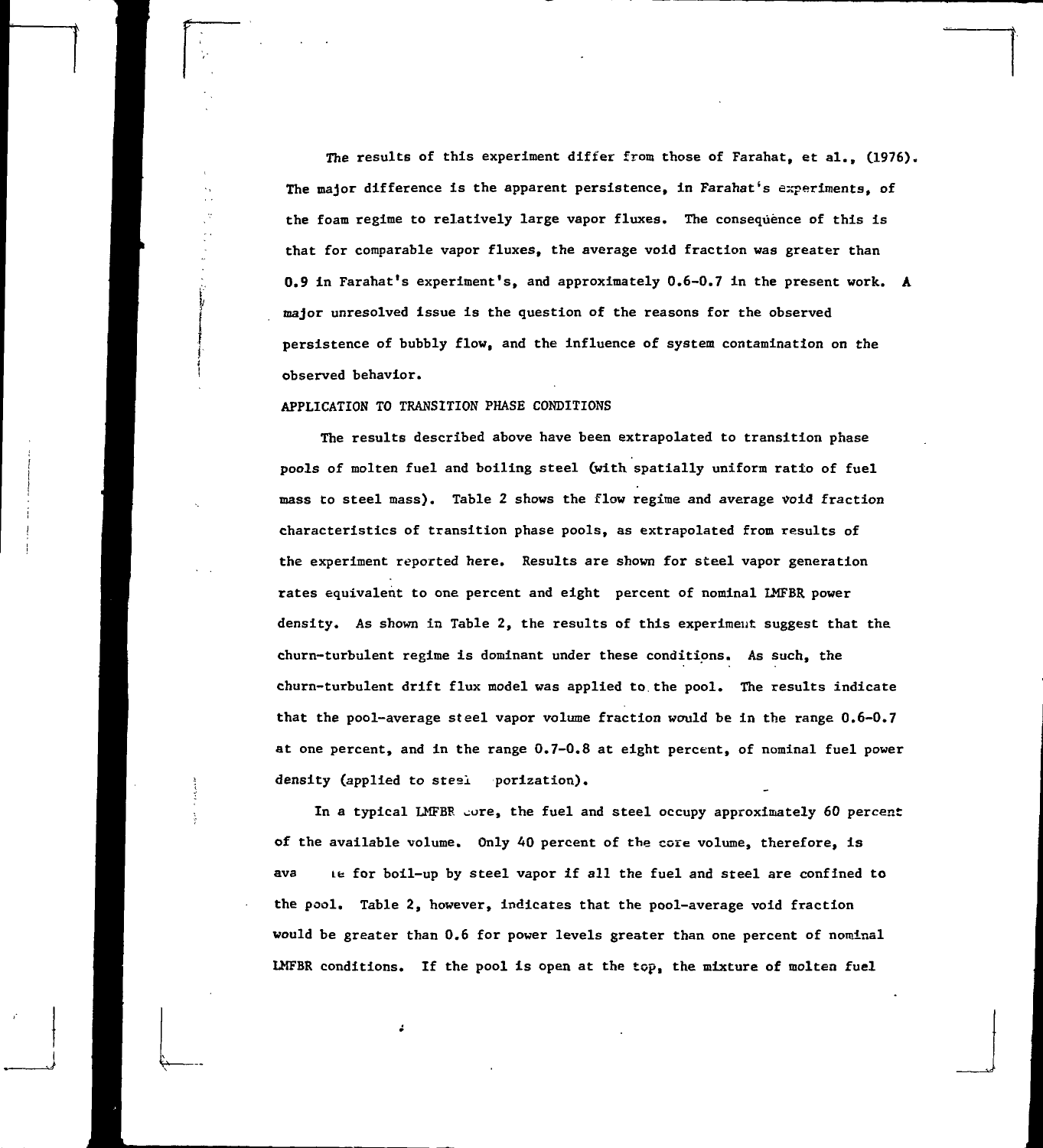The results of this experiment differ from those of Farahat, et al., (1976). The major difference is the apparent persistence, in Farahat's experiments, of the foam regime to relatively large vapor fluxes. The consequence of this is that for comparable vapor fluxes, the average void fraction was greater than 0.9 in Farahat's experiment's, and approximately 0.6-0.7 in the present work. A major unresolved issue is the question of the reasons for the observed persistence of bubbly flow, and the influence of system contamination on the observed behavior.

## APPLICATION TO TRANSITION PHASE CONDITIONS

The results described above have been extrapolated to transition phase pools of molten fuel and boiling steel (with spatially uniform ratio of fuel mass to steel mass). Table 2 shows the flow regime and average void fraction characteristics of transition phase pools, as extrapolated from results of the experiment reported here. Results are shown for steel vapor generation rates equivalent to one percent and eight percent of nominal LMFBR power density. As shown in Table 2, the results of this experiment suggest that the churn-turbulent regime is dominant under these conditions. As such, the churn-turbulent drift flux model was applied to the pool. The results indicate that the pool-average steel vapor volume fraction would be in the range 0.6-0.7 at one percent, and in the range 0.7-0.8 at eight percent, of nominal fuel power density (applied to steel vaporization).

In a typical LMFBR core, the fuel and steel occupy approximately 60 percent of the available volume. Only 40 percent of the core volume, therefore, is available for boil-up by steel vapor if all the fuel and steel are confined to the pool. Table 2, however, indicates that the pool-average void fraction would be greater than 0.6 for power levels greater than one percent of nominal LMFBR conditions. If the pool is open at the top, the mixture of molten fuel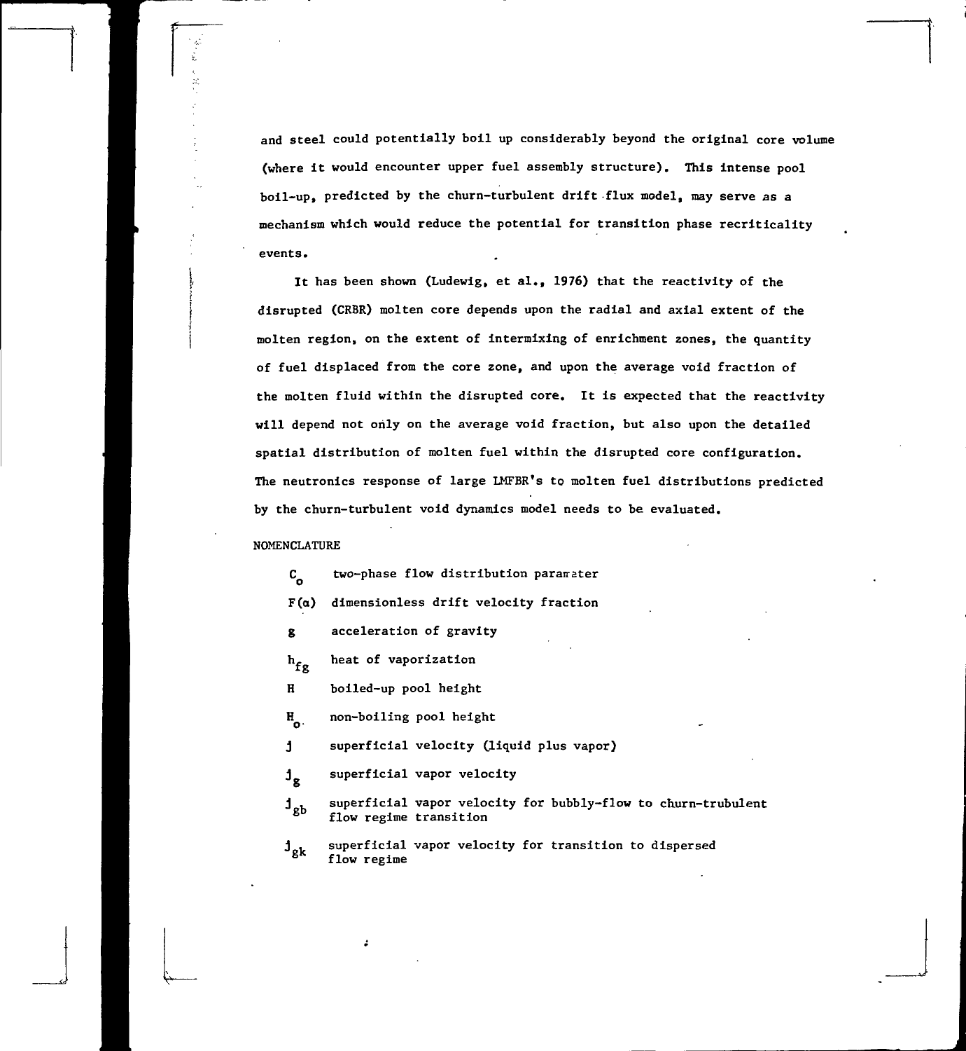and steel could potentially boil up considerably beyond the original core volume (where it would encounter upper fuel assembly structure). This intense pool boil-up, predicted by the churn-turbulent drift flux model, may serve as a mechanism which would reduce the potential for transition phase recriticality events.

It has been shown (Ludewig, et al., 1976) that the reactivity of the disrupted (CRBR) molten core depends upon the radial and axial extent of the molten region, on the extent of intermixing of enrichment zones, the quantity of fuel displaced from the core zone, and upon the average void fraction of the molten fluid within the disrupted core. It is expected that the reactivity will depend not only on the average void fraction, but also upon the detailed spatial distribution of molten fuel within the disrupted core configuration. The neutronics response of large LMFBR's to molten fuel distributions predicted by the churn-turbulent void dynamics model needs to be evaluated.

NOMENCLATURE

$C_o$ two-phase flow distribution parameter

$F(\alpha)$ dimensionless drift velocity fraction

$g$ acceleration of gravity

$h_{fg}$ heat of vaporization

$H$ boiled-up pool height

$H_o$ non-boiling pool height

$j$ superficial velocity (liquid plus vapor)

$j_g$ superficial vapor velocity

$j_{gb}$ superficial vapor velocity for bubbly-flow to churn-trubulent flow regime transition

$j_{gk}$ superficial vapor velocity for transition to dispersed flow regime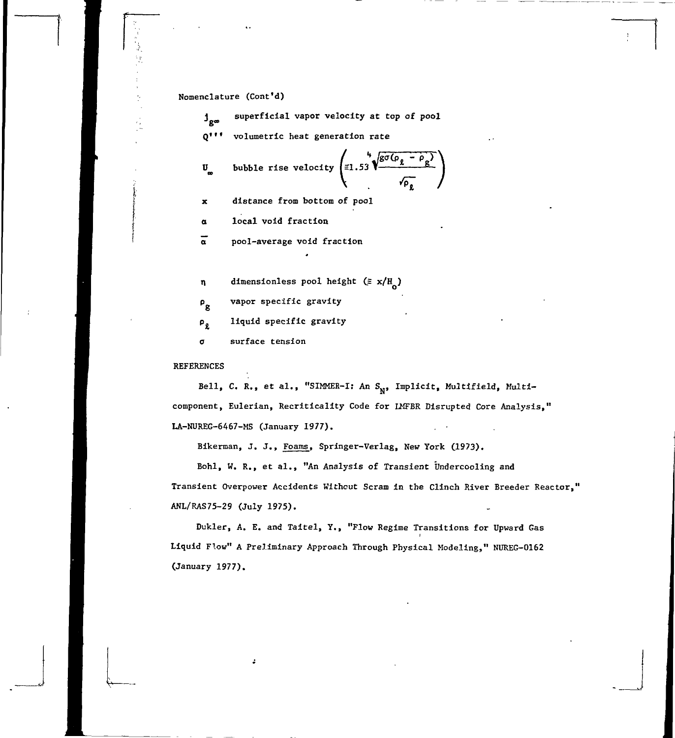Nomenclature (Cont'd)

$j_{g\infty}$ superficial vapor velocity at top of pool

$Q'''$ volumetric heat generation rate

$U_\infty$ bubble rise velocity $\left(\equiv 1.53 \frac{\sqrt[4]{g\sigma(\rho_\ell - \rho_g)}}{\sqrt{\rho_\ell}}\right)$

$x$ distance from bottom of pool

$\alpha$ local void fraction

$\bar{\alpha}$ pool-average void fraction

$\eta$ dimensionless pool height ($\equiv x/H_o$)

$\rho_g$ vapor specific gravity

$\rho_\ell$ liquid specific gravity

$\sigma$ surface tension

## REFERENCES

Bell, C. R., et al., "SIMMER-I: An $S_N$, Implicit, Multifield, Multicomponent, Eulerian, Recriticality Code for LMFBR Disrupted Core Analysis," LA-NUREG-6467-MS (January 1977).

Bikerman, J. J., Foams, Springer-Verlag, New York (1973).

Bohl, W. R., et al., "An Analysis of Transient Undercooling and Transient Overpower Accidents Without Scram in the Clinch River Breeder Reactor," ANL/RAS75-29 (July 1975).

Dukler, A. E. and Taitel, Y., "Flow Regime Transitions for Upward Gas Liquid Flow" A Preliminary Approach Through Physical Modeling," NUREG-0162 (January 1977).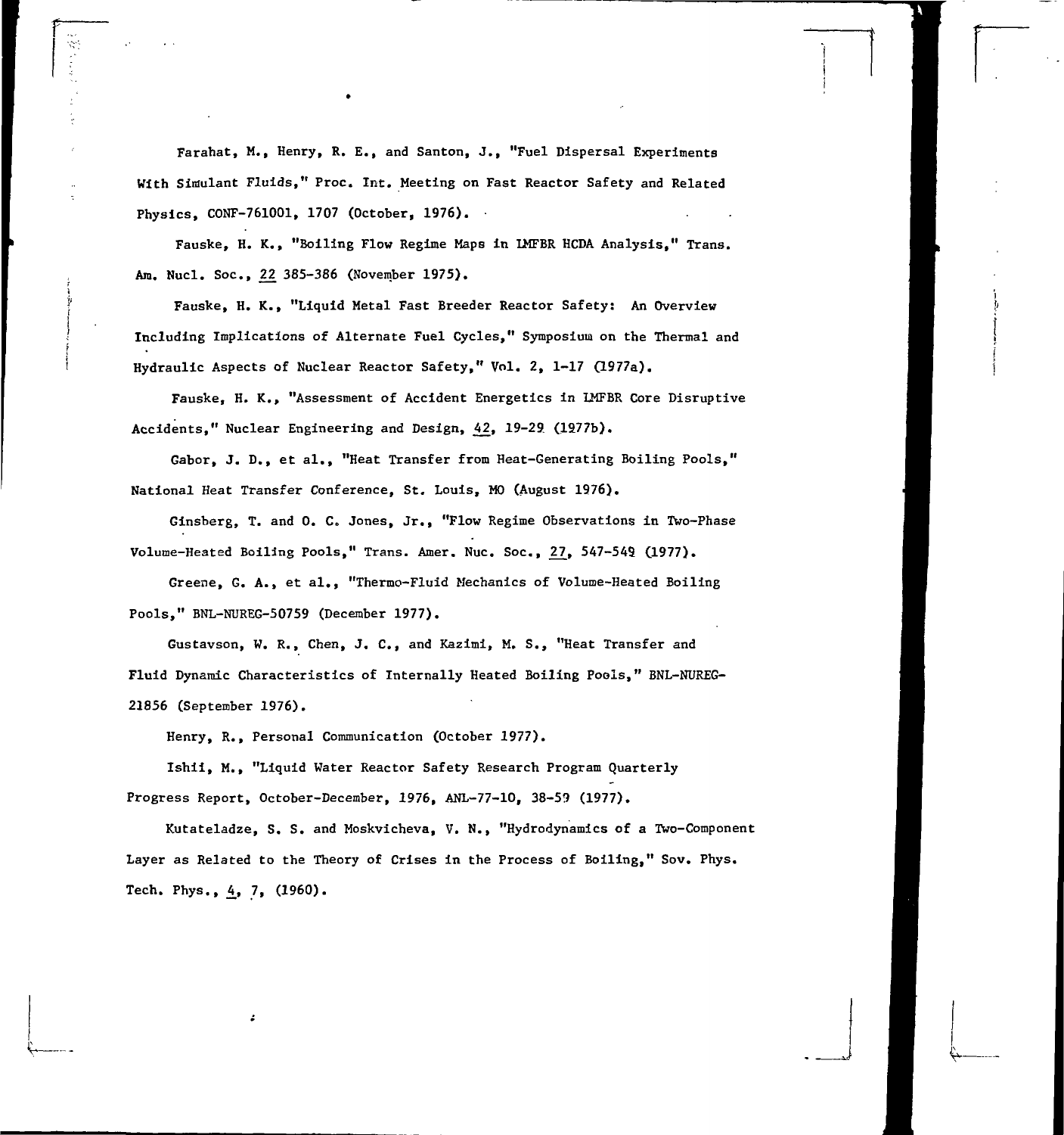Farahat, M., Henry, R. E., and Santon, J., "Fuel Dispersal Experiments With Simulant Fluids," Proc. Int. Meeting on Fast Reactor Safety and Related Physics, CONF-761001, 1707 (October, 1976).

Fauske, H. K., "Boiling Flow Regime Maps in LMFBR HCDA Analysis," Trans. Am. Nucl. Soc., 22 385-386 (November 1975).

Fauske, H. K., "Liquid Metal Fast Breeder Reactor Safety: An Overview Including Implications of Alternate Fuel Cycles," Symposium on the Thermal and Hydraulic Aspects of Nuclear Reactor Safety," Vol. 2, 1-17 (1977a).

Fauske, H. K., "Assessment of Accident Energetics in LMFBR Core Disruptive Accidents," Nuclear Engineering and Design, 42, 19-29 (1977b).

Gabor, J. D., et al., "Heat Transfer from Heat-Generating Boiling Pools," National Heat Transfer Conference, St. Louis, MO (August 1976).

Ginsberg, T. and O. C. Jones, Jr., "Flow Regime Observations in Two-Phase Volume-Heated Boiling Pools," Trans. Amer. Nuc. Soc., 27, 547-549 (1977).

Greene, G. A., et al., "Thermo-Fluid Mechanics of Volume-Heated Boiling Pools," BNL-NUREG-50759 (December 1977).

Gustavson, W. R., Chen, J. C., and Kazimi, M. S., "Heat Transfer and Fluid Dynamic Characteristics of Internally Heated Boiling Pools," BNL-NUREG-21856 (September 1976).

Henry, R., Personal Communication (October 1977).

Ishii, M., "Liquid Water Reactor Safety Research Program Quarterly Progress Report, October-December, 1976, ANL-77-10, 38-59 (1977).

Kutateladze, S. S. and Moskvicheva, V. N., "Hydrodynamics of a Two-Component Layer as Related to the Theory of Crises in the Process of Boiling," Sov. Phys. Tech. Phys., 4, 7, (1960).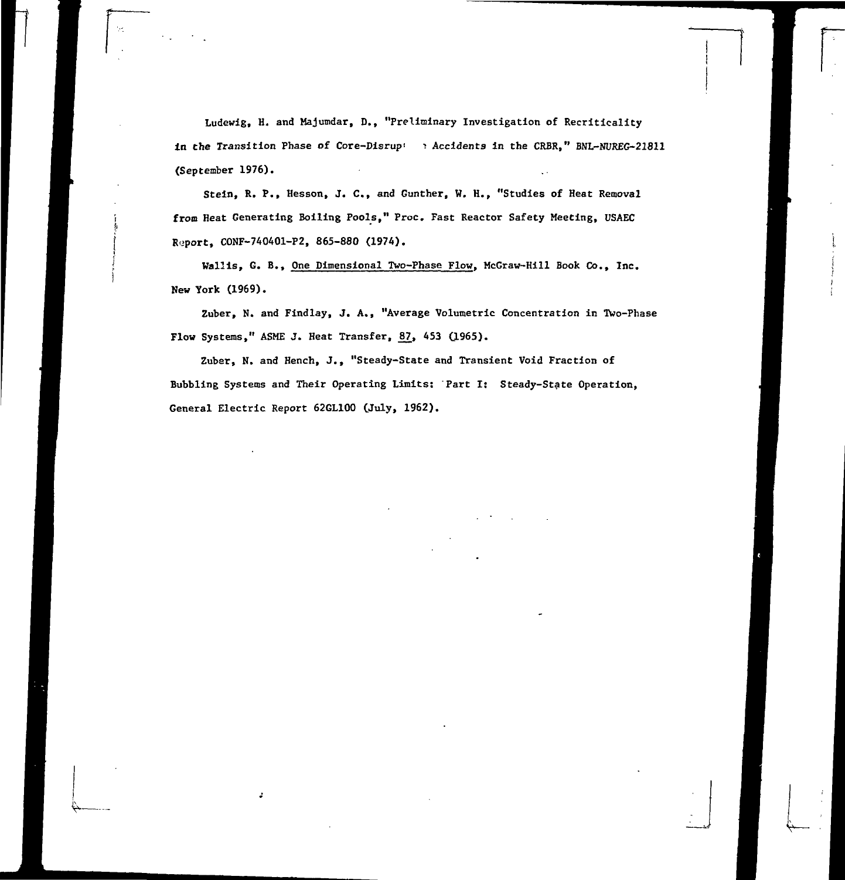Ludewig, H. and Majumdar, D., "Preliminary Investigation of Recriticality in the Transition Phase of Core-Disruptive Accidents in the CRBR," BNL-NUREG-21811 (September 1976).

Stein, R. P., Hesson, J. C., and Gunther, W. H., "Studies of Heat Removal from Heat Generating Boiling Pools," Proc. Fast Reactor Safety Meeting, USAEC Report, CONF-740401-P2, 865-880 (1974).

Wallis, G. B., One Dimensional Two-Phase Flow, McGraw-Hill Book Co., Inc. New York (1969).

Zuber, N. and Findlay, J. A., "Average Volumetric Concentration in Two-Phase Flow Systems," ASME J. Heat Transfer, 87, 453 (1965).

Zuber, N. and Hench, J., "Steady-State and Transient Void Fraction of Bubbling Systems and Their Operating Limits: Part I: Steady-State Operation, General Electric Report 62GL100 (July, 1962).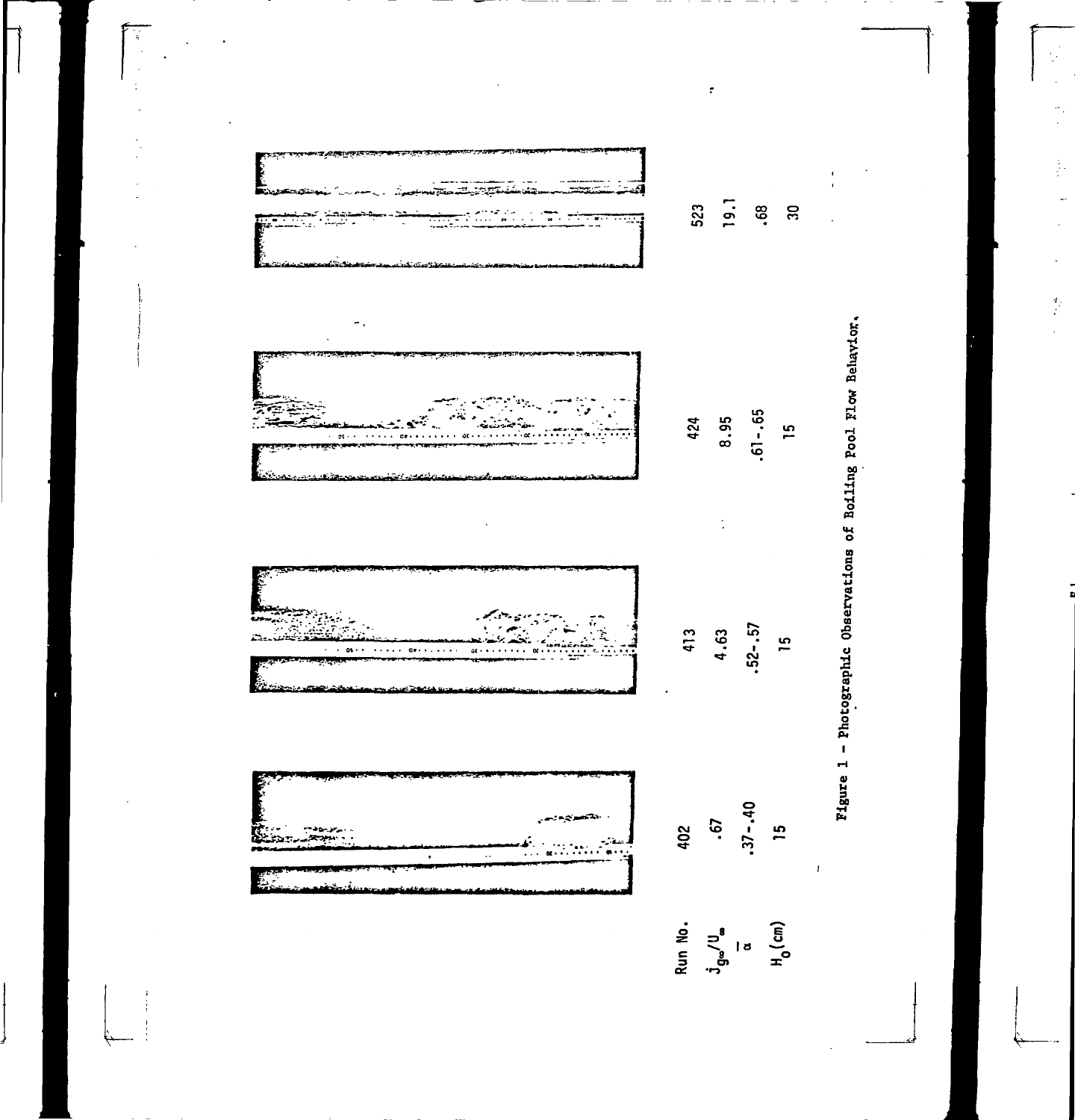| Run No. | 402 | 413 | 424 | 523 |
|---|---|---|---|---|
| $j_{g\infty}/U_{\infty}$ | .67 | 4.63 | 8.95 | 19.1 |
| $\overline{\alpha}$ | .37-.40 | .52-.57 | .61-.65 | .68 |
| $H_o$(cm) | 15 | 15 | 15 | 30 |

Figure 1 - Photographic Observations of Boiling Pool Flow Behavior.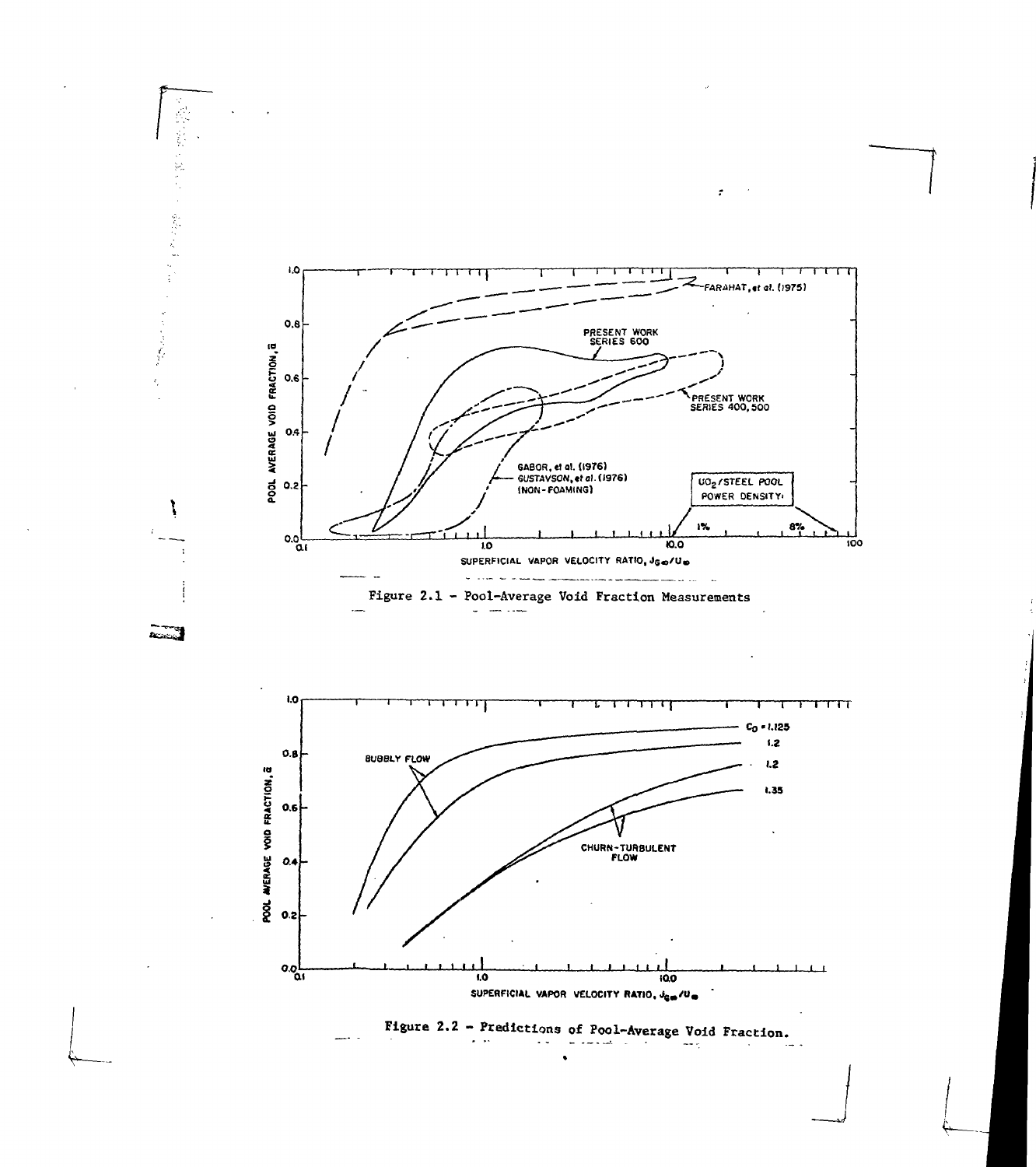Figure 2.1 - Pool-Average Void Fraction Measurements

Figure 2.2 - Predictions of Pool-Average Void Fraction.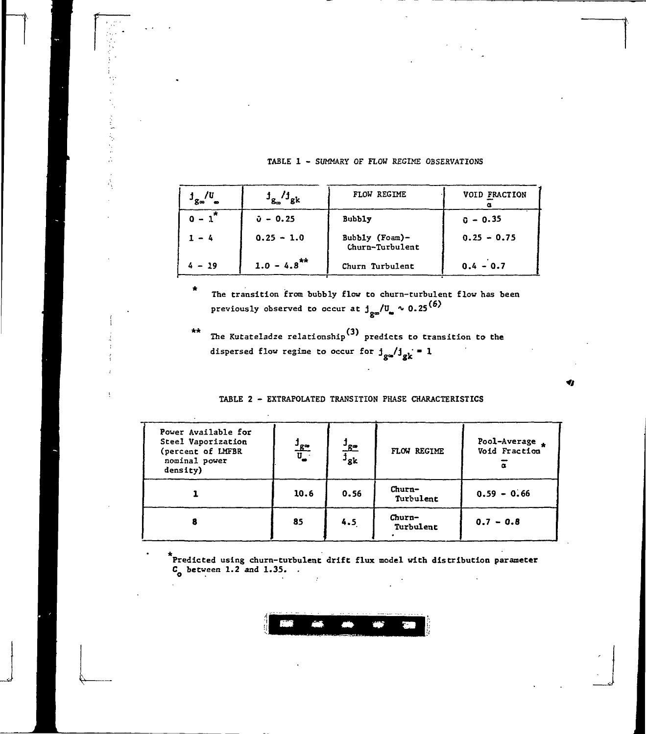TABLE 1 - *SUMMARY OF FLOW REGIME OBSERVATIONS*

| $j_{g\infty}/U_\infty$ | $j_{g\infty}/j_{gk}$ | FLOW REGIME | VOID FRACTION $\bar{\alpha}$ |
|---|---|---|---|
| 0 - 1* | 0 - 0.25 | Bubbly | 0 - 0.35 |
| 1 - 4 | 0.25 - 1.0 | Bubbly (Foam)-Churn-Turbulent | 0.25 - 0.75 |
| 4 - 19 | 1.0 - 4.8** | Churn Turbulent | 0.4 - 0.7 |

\* The transition from bubbly flow to churn-turbulent flow has been previously observed to occur at $j_{g\infty}/U_\infty \sim 0.25$[6]

\*\* The Kutateladze relationship[3] predicts to transition to the dispersed flow regime to occur for $j_{g\infty}/j_{gk} = 1$

TABLE 2 - EXTRAPOLATED TRANSITION PHASE CHARACTERISTICS

| Power Available for Steel Vaporization (percent of LMFBR nominal power density) | $\frac{j_{g\infty}}{U_\infty}$ | $\frac{j_{g\infty}}{j_{gk}}$ | FLOW REGIME | Pool-Average Void Fraction* $\bar{\alpha}$ |
|---|---|---|---|---|
| 1 | 10.6 | 0.56 | Churn-Turbulent | 0.59 - 0.66 |
| 8 | 85 | 4.5 | Churn-Turbulent | 0.7 - 0.8 |

\*Predicted using churn-turbulent drift flux model with distribution parameter $C_0$ between 1.2 and 1.35.